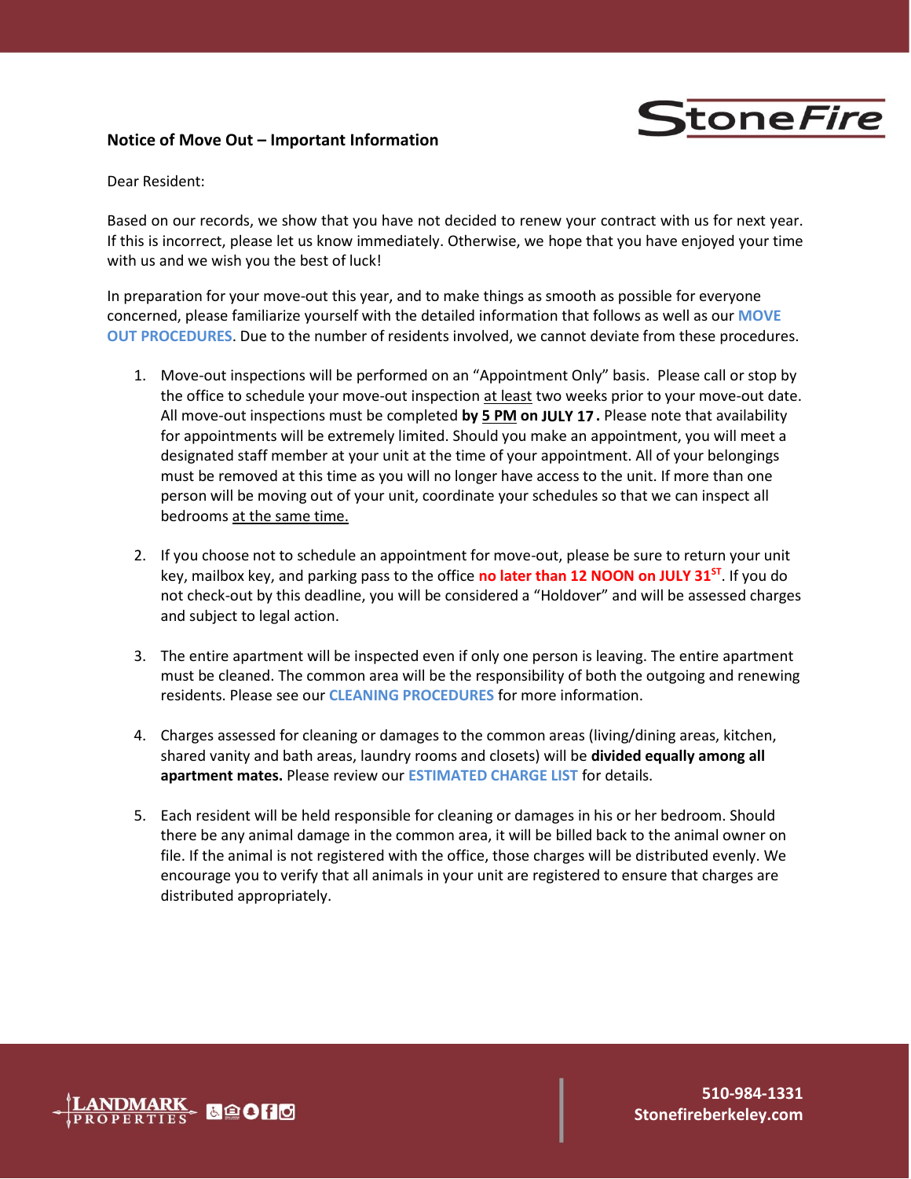## Notice of Move Out – Important Information

Dear Resident:

Based on our records, we show that you have not decided to renew your contract with us for next year. If this is incorrect, please let us know immediately. Otherwise, we hope that you have enjoyed your time with us and we wish you the best of luck!

In preparation for your move-out this year, and to make things as smooth as possible for everyone concerned, please familiarize yourself with the detailed information that follows as well as our **MOVE OUT PROCEDURES**. Due to the number of residents involved, we cannot deviate from these procedures.

1. Move-out inspections will be performed on an "Appointment Only" basis. Please call or stop by the office to schedule your move-out inspection at least two weeks prior to your move-out date. All move-out inspections must be completed **by 5 PM on JULY 17**. Please note that availability for appointments will be extremely limited. Should you make an appointment, you will meet a designated staff member at your unit at the time of your appointment. All of your belongings must be removed at this time as you will no longer have access to the unit. If more than one person will be moving out of your unit, coordinate your schedules so that we can inspect all bedrooms at the same time.

2. If you choose not to schedule an appointment for move-out, please be sure to return your unit key, mailbox key, and parking pass to the office **no later than 12 NOON on JULY 31ST**. If you do not check-out by this deadline, you will be considered a "Holdover" and will be assessed charges and subject to legal action.

3. The entire apartment will be inspected even if only one person is leaving. The entire apartment must be cleaned. The common area will be the responsibility of both the outgoing and renewing residents. Please see our **CLEANING PROCEDURES** for more information.

4. Charges assessed for cleaning or damages to the common areas (living/dining areas, kitchen, shared vanity and bath areas, laundry rooms and closets) will be **divided equally among all apartment mates.** Please review our **ESTIMATED CHARGE LIST** for details.

5. Each resident will be held responsible for cleaning or damages in his or her bedroom. Should there be any animal damage in the common area, it will be billed back to the animal owner on file. If the animal is not registered with the office, those charges will be distributed evenly. We encourage you to verify that all animals in your unit are registered to ensure that charges are distributed appropriately.

510-984-1331
Stonefireberkeley.com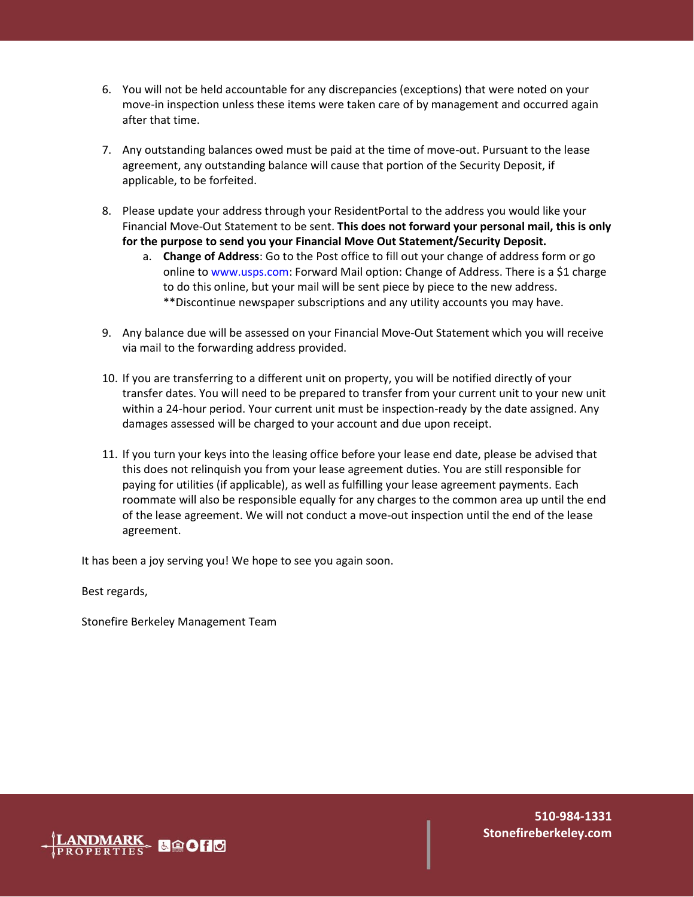6. You will not be held accountable for any discrepancies (exceptions) that were noted on your move-in inspection unless these items were taken care of by management and occurred again after that time.

7. Any outstanding balances owed must be paid at the time of move-out. Pursuant to the lease agreement, any outstanding balance will cause that portion of the Security Deposit, if applicable, to be forfeited.

8. Please update your address through your ResidentPortal to the address you would like your Financial Move-Out Statement to be sent. **This does not forward your personal mail, this is only for the purpose to send you your Financial Move Out Statement/Security Deposit.**
   a. **Change of Address**: Go to the Post office to fill out your change of address form or go online to www.usps.com: Forward Mail option: Change of Address. There is a $1 charge to do this online, but your mail will be sent piece by piece to the new address. **Discontinue newspaper subscriptions and any utility accounts you may have.

9. Any balance due will be assessed on your Financial Move-Out Statement which you will receive via mail to the forwarding address provided.

10. If you are transferring to a different unit on property, you will be notified directly of your transfer dates. You will need to be prepared to transfer from your current unit to your new unit within a 24-hour period. Your current unit must be inspection-ready by the date assigned. Any damages assessed will be charged to your account and due upon receipt.

11. If you turn your keys into the leasing office before your lease end date, please be advised that this does not relinquish you from your lease agreement duties. You are still responsible for paying for utilities (if applicable), as well as fulfilling your lease agreement payments. Each roommate will also be responsible equally for any charges to the common area up until the end of the lease agreement. We will not conduct a move-out inspection until the end of the lease agreement.

It has been a joy serving you! We hope to see you again soon.

Best regards,

Stonefire Berkeley Management Team

LANDMARK PROPERTIES

510-984-1331
Stonefireberkeley.com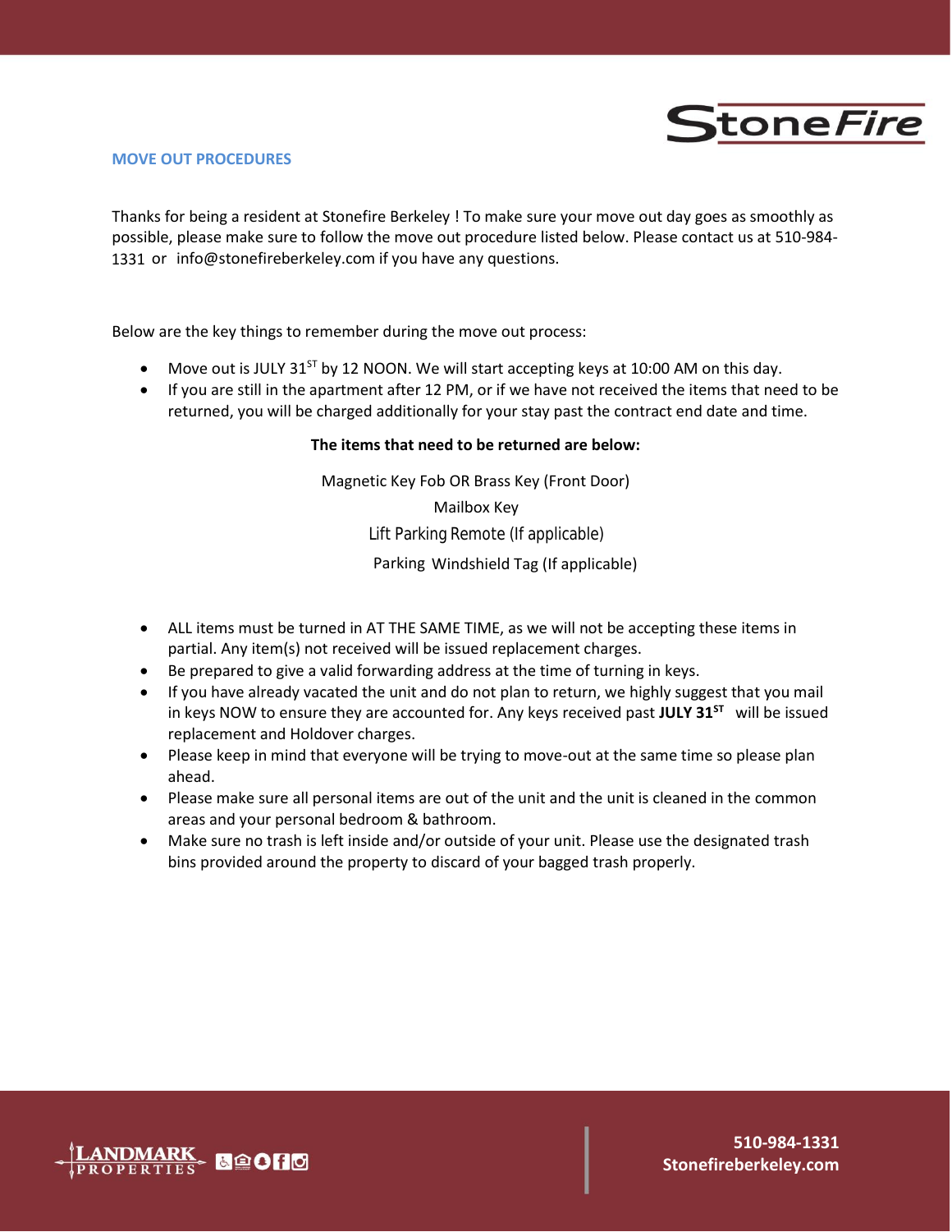StoneFire

## MOVE OUT PROCEDURES

Thanks for being a resident at Stonefire Berkeley ! To make sure your move out day goes as smoothly as possible, please make sure to follow the move out procedure listed below. Please contact us at 510-984-1331 or info@stonefireberkeley.com if you have any questions.

Below are the key things to remember during the move out process:

- Move out is JULY 31ST by 12 NOON. We will start accepting keys at 10:00 AM on this day.
- If you are still in the apartment after 12 PM, or if we have not received the items that need to be returned, you will be charged additionally for your stay past the contract end date and time.

**The items that need to be returned are below:**

Magnetic Key Fob OR Brass Key (Front Door)

Mailbox Key

Lift Parking Remote (If applicable)

Parking Windshield Tag (If applicable)

- ALL items must be turned in AT THE SAME TIME, as we will not be accepting these items in partial. Any item(s) not received will be issued replacement charges.
- Be prepared to give a valid forwarding address at the time of turning in keys.
- If you have already vacated the unit and do not plan to return, we highly suggest that you mail in keys NOW to ensure they are accounted for. Any keys received past **JULY 31ST** will be issued replacement and Holdover charges.
- Please keep in mind that everyone will be trying to move-out at the same time so please plan ahead.
- Please make sure all personal items are out of the unit and the unit is cleaned in the common areas and your personal bedroom & bathroom.
- Make sure no trash is left inside and/or outside of your unit. Please use the designated trash bins provided around the property to discard of your bagged trash properly.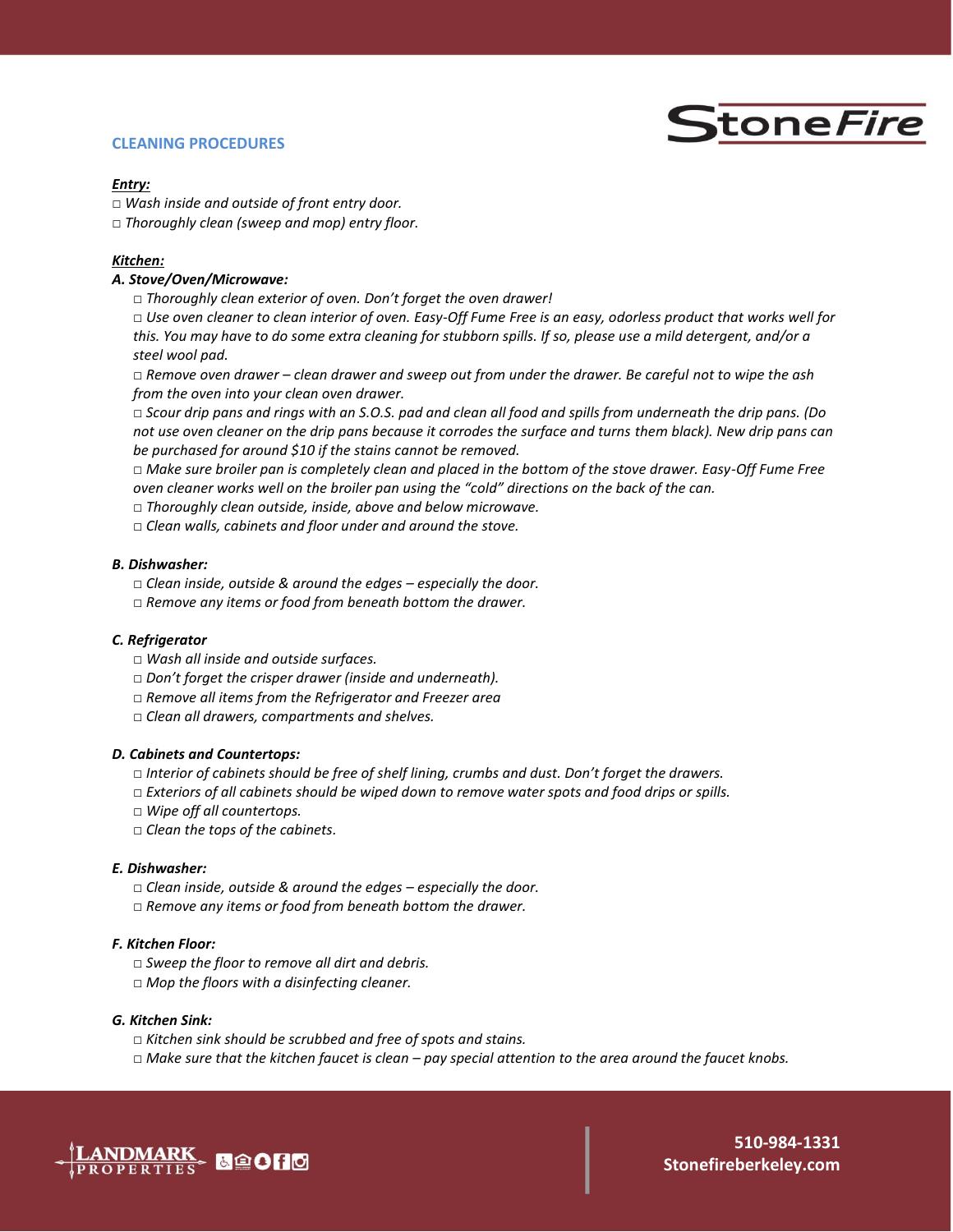## CLEANING PROCEDURES

***Entry:***

□ *Wash inside and outside of front entry door.*
□ *Thoroughly clean (sweep and mop) entry floor.*

***Kitchen:***

***A. Stove/Oven/Microwave:***

□ *Thoroughly clean exterior of oven. Don't forget the oven drawer!*
□ *Use oven cleaner to clean interior of oven. Easy-Off Fume Free is an easy, odorless product that works well for this. You may have to do some extra cleaning for stubborn spills. If so, please use a mild detergent, and/or a steel wool pad.*
□ *Remove oven drawer – clean drawer and sweep out from under the drawer. Be careful not to wipe the ash from the oven into your clean oven drawer.*
□ *Scour drip pans and rings with an S.O.S. pad and clean all food and spills from underneath the drip pans. (Do not use oven cleaner on the drip pans because it corrodes the surface and turns them black). New drip pans can be purchased for around $10 if the stains cannot be removed.*
□ *Make sure broiler pan is completely clean and placed in the bottom of the stove drawer. Easy-Off Fume Free oven cleaner works well on the broiler pan using the "cold" directions on the back of the can.*
□ *Thoroughly clean outside, inside, above and below microwave.*
□ *Clean walls, cabinets and floor under and around the stove.*

***B. Dishwasher:***

□ *Clean inside, outside & around the edges – especially the door.*
□ *Remove any items or food from beneath bottom the drawer.*

***C. Refrigerator***

□ *Wash all inside and outside surfaces.*
□ *Don't forget the crisper drawer (inside and underneath).*
□ *Remove all items from the Refrigerator and Freezer area*
□ *Clean all drawers, compartments and shelves.*

***D. Cabinets and Countertops:***

□ *Interior of cabinets should be free of shelf lining, crumbs and dust. Don't forget the drawers.*
□ *Exteriors of all cabinets should be wiped down to remove water spots and food drips or spills.*
□ *Wipe off all countertops.*
□ *Clean the tops of the cabinets.*

***E. Dishwasher:***

□ *Clean inside, outside & around the edges – especially the door.*
□ *Remove any items or food from beneath bottom the drawer.*

***F. Kitchen Floor:***

□ *Sweep the floor to remove all dirt and debris.*
□ *Mop the floors with a disinfecting cleaner.*

***G. Kitchen Sink:***

□ *Kitchen sink should be scrubbed and free of spots and stains.*
□ *Make sure that the kitchen faucet is clean – pay special attention to the area around the faucet knobs.*

**510-984-1331**
**Stonefireberkeley.com**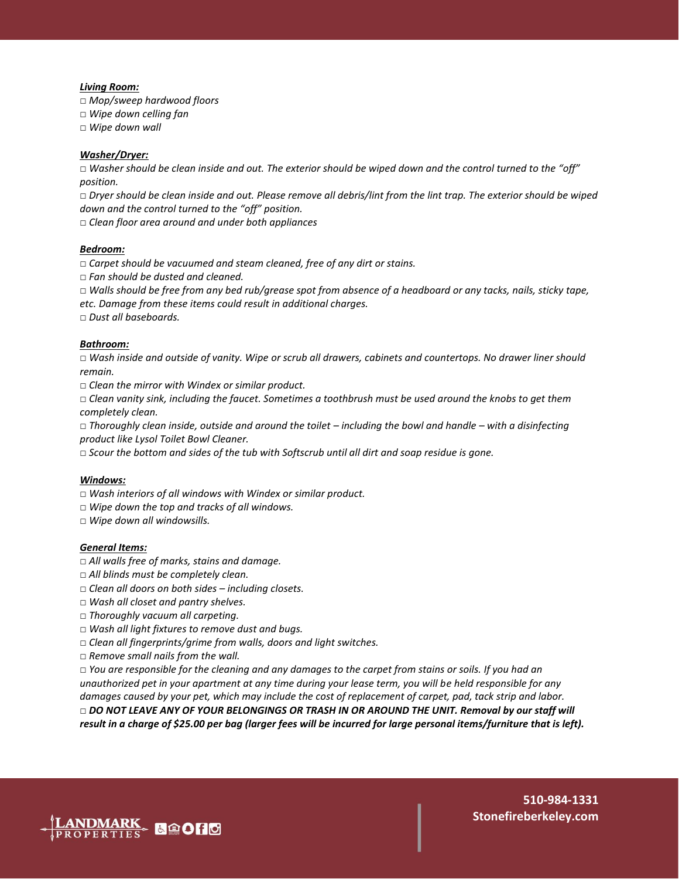***Living Room:***

*□ Mop/sweep hardwood floors*
*□ Wipe down celling fan*
*□ Wipe down wall*

***Washer/Dryer:***

*□ Washer should be clean inside and out. The exterior should be wiped down and the control turned to the "off" position.*
*□ Dryer should be clean inside and out. Please remove all debris/lint from the lint trap. The exterior should be wiped down and the control turned to the "off" position.*
*□ Clean floor area around and under both appliances*

***Bedroom:***

*□ Carpet should be vacuumed and steam cleaned, free of any dirt or stains.*
*□ Fan should be dusted and cleaned.*
*□ Walls should be free from any bed rub/grease spot from absence of a headboard or any tacks, nails, sticky tape, etc. Damage from these items could result in additional charges.*
*□ Dust all baseboards.*

***Bathroom:***

*□ Wash inside and outside of vanity. Wipe or scrub all drawers, cabinets and countertops. No drawer liner should remain.*
*□ Clean the mirror with Windex or similar product.*
*□ Clean vanity sink, including the faucet. Sometimes a toothbrush must be used around the knobs to get them completely clean.*
*□ Thoroughly clean inside, outside and around the toilet – including the bowl and handle – with a disinfecting product like Lysol Toilet Bowl Cleaner.*
*□ Scour the bottom and sides of the tub with Softscrub until all dirt and soap residue is gone.*

***Windows:***

*□ Wash interiors of all windows with Windex or similar product.*
*□ Wipe down the top and tracks of all windows.*
*□ Wipe down all windowsills.*

***General Items:***

*□ All walls free of marks, stains and damage.*
*□ All blinds must be completely clean.*
*□ Clean all doors on both sides – including closets.*
*□ Wash all closet and pantry shelves.*
*□ Thoroughly vacuum all carpeting.*
*□ Wash all light fixtures to remove dust and bugs.*
*□ Clean all fingerprints/grime from walls, doors and light switches.*
*□ Remove small nails from the wall.*
*□ You are responsible for the cleaning and any damages to the carpet from stains or soils. If you had an unauthorized pet in your apartment at any time during your lease term, you will be held responsible for any damages caused by your pet, which may include the cost of replacement of carpet, pad, tack strip and labor.*
***□ DO NOT LEAVE ANY OF YOUR BELONGINGS OR TRASH IN OR AROUND THE UNIT. Removal by our staff will result in a charge of $25.00 per bag (larger fees will be incurred for large personal items/furniture that is left).***

LANDMARK PROPERTIES

**510-984-1331**
**Stonefireberkeley.com**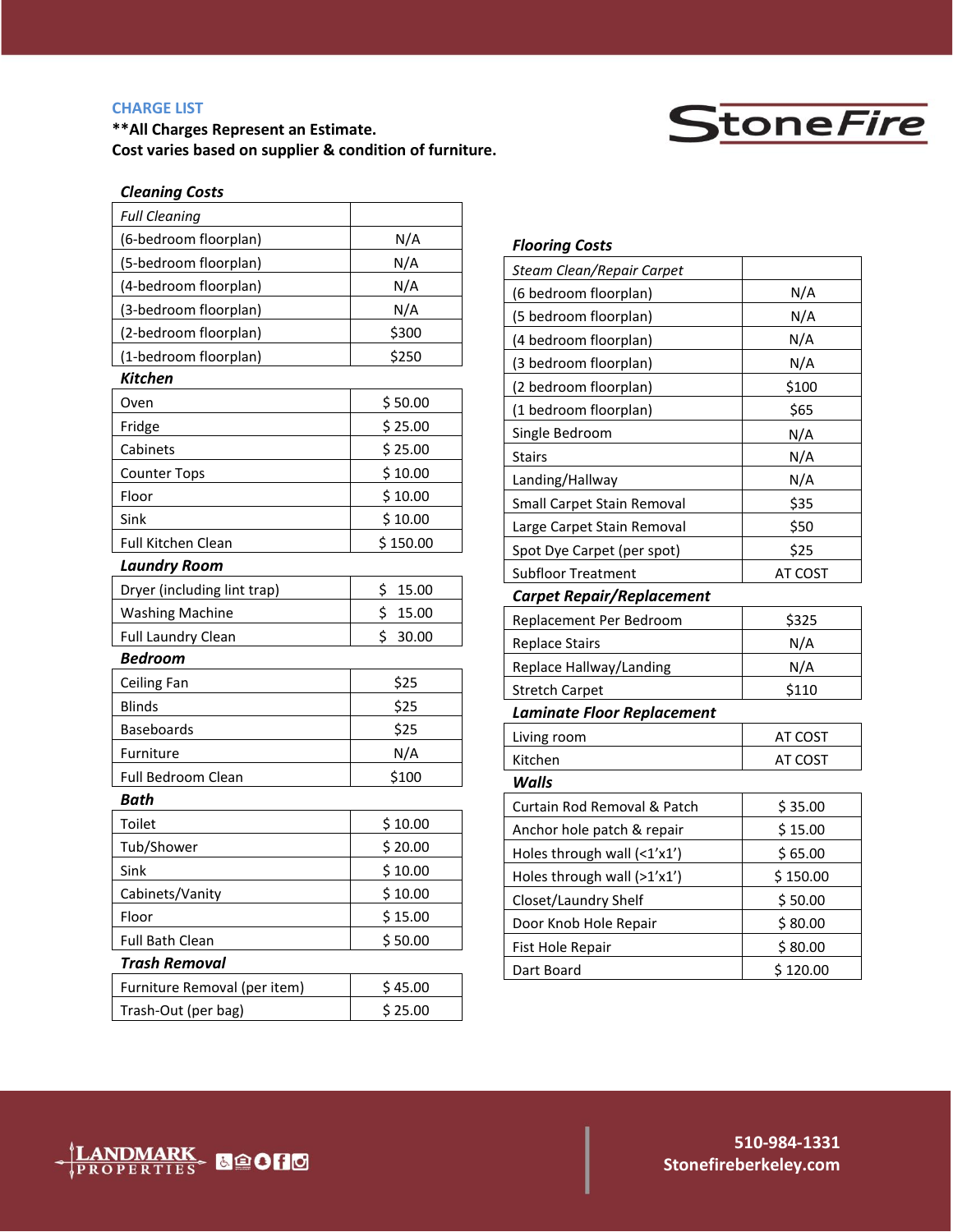## CHARGE LIST

**\*\*All Charges Represent an Estimate.**
**Cost varies based on supplier & condition of furniture.**

StoneFire

### *Cleaning Costs*

| *Full Cleaning* | |
|---|---|
| (6-bedroom floorplan) | N/A |
| (5-bedroom floorplan) | N/A |
| (4-bedroom floorplan) | N/A |
| (3-bedroom floorplan) | N/A |
| (2-bedroom floorplan) | $300 |
| (1-bedroom floorplan) | $250 |

### *Kitchen*

| | |
|---|---|
| Oven | $ 50.00 |
| Fridge | $ 25.00 |
| Cabinets | $ 25.00 |
| Counter Tops | $ 10.00 |
| Floor | $ 10.00 |
| Sink | $ 10.00 |
| Full Kitchen Clean | $ 150.00 |

### *Laundry Room*

| | |
|---|---|
| Dryer (including lint trap) | $ 15.00 |
| Washing Machine | $ 15.00 |
| Full Laundry Clean | $ 30.00 |

### *Bedroom*

| | |
|---|---|
| Ceiling Fan | $25 |
| Blinds | $25 |
| Baseboards | $25 |
| Furniture | N/A |
| Full Bedroom Clean | $100 |

### *Bath*

| | |
|---|---|
| Toilet | $ 10.00 |
| Tub/Shower | $ 20.00 |
| Sink | $ 10.00 |
| Cabinets/Vanity | $ 10.00 |
| Floor | $ 15.00 |
| Full Bath Clean | $ 50.00 |

### *Trash Removal*

| | |
|---|---|
| Furniture Removal (per item) | $ 45.00 |
| Trash-Out (per bag) | $ 25.00 |

### *Flooring Costs*

| *Steam Clean/Repair Carpet* | |
|---|---|
| (6 bedroom floorplan) | N/A |
| (5 bedroom floorplan) | N/A |
| (4 bedroom floorplan) | N/A |
| (3 bedroom floorplan) | N/A |
| (2 bedroom floorplan) | $100 |
| (1 bedroom floorplan) | $65 |
| Single Bedroom | N/A |
| Stairs | N/A |
| Landing/Hallway | N/A |
| Small Carpet Stain Removal | $35 |
| Large Carpet Stain Removal | $50 |
| Spot Dye Carpet (per spot) | $25 |
| Subfloor Treatment | AT COST |

### *Carpet Repair/Replacement*

| | |
|---|---|
| Replacement Per Bedroom | $325 |
| Replace Stairs | N/A |
| Replace Hallway/Landing | N/A |
| Stretch Carpet | $110 |

### *Laminate Floor Replacement*

| | |
|---|---|
| Living room | AT COST |
| Kitchen | AT COST |

### *Walls*

| | |
|---|---|
| Curtain Rod Removal & Patch | $ 35.00 |
| Anchor hole patch & repair | $ 15.00 |
| Holes through wall (<1'x1') | $ 65.00 |
| Holes through wall (>1'x1') | $ 150.00 |
| Closet/Laundry Shelf | $ 50.00 |
| Door Knob Hole Repair | $ 80.00 |
| Fist Hole Repair | $ 80.00 |
| Dart Board | $ 120.00 |

LANDMARK PROPERTIES

**510-984-1331**
**Stonefireberkeley.com**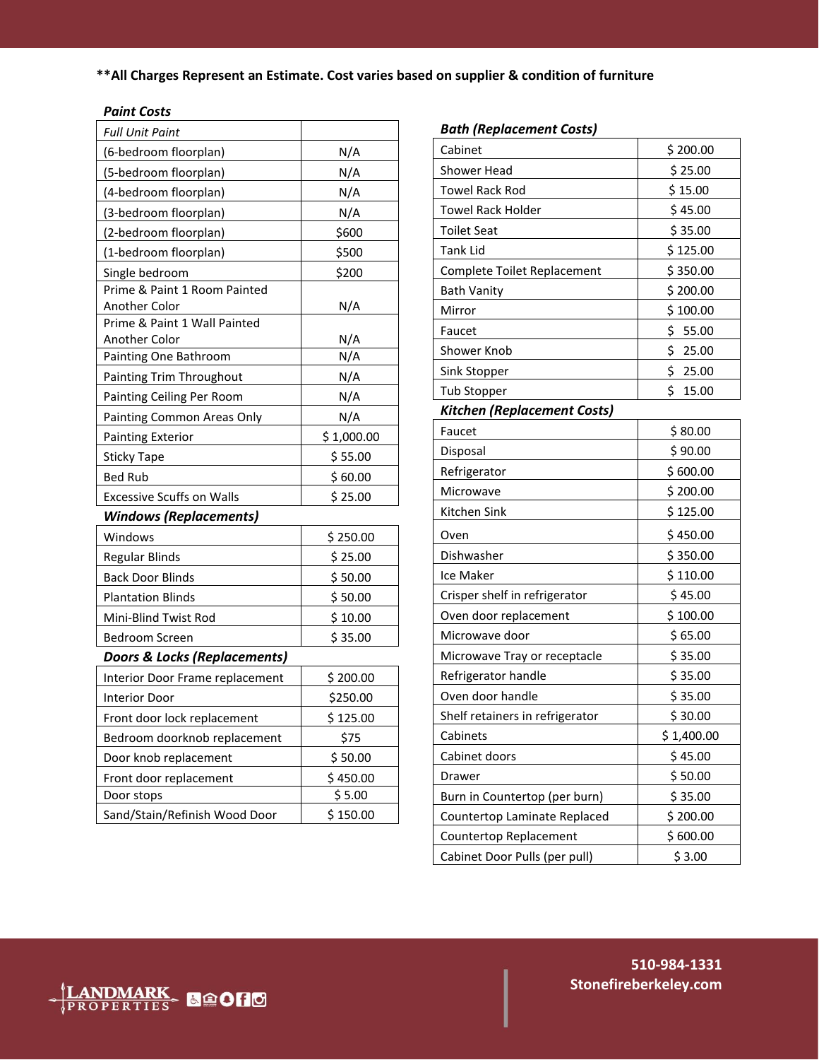**All Charges Represent an Estimate. Cost varies based on supplier & condition of furniture

### *Paint Costs*

| *Full Unit Paint* | |
|---|---|
| (6-bedroom floorplan) | N/A |
| (5-bedroom floorplan) | N/A |
| (4-bedroom floorplan) | N/A |
| (3-bedroom floorplan) | N/A |
| (2-bedroom floorplan) | $600 |
| (1-bedroom floorplan) | $500 |
| Single bedroom | $200 |
| Prime & Paint 1 Room Painted Another Color | N/A |
| Prime & Paint 1 Wall Painted Another Color | N/A |
| Painting One Bathroom | N/A |
| Painting Trim Throughout | N/A |
| Painting Ceiling Per Room | N/A |
| Painting Common Areas Only | N/A |
| Painting Exterior | $ 1,000.00 |
| Sticky Tape | $ 55.00 |
| Bed Rub | $ 60.00 |
| Excessive Scuffs on Walls | $ 25.00 |

### *Windows (Replacements)*

| Item | Cost |
|---|---|
| Windows | $ 250.00 |
| Regular Blinds | $ 25.00 |
| Back Door Blinds | $ 50.00 |
| Plantation Blinds | $ 50.00 |
| Mini-Blind Twist Rod | $ 10.00 |
| Bedroom Screen | $ 35.00 |

### *Doors & Locks (Replacements)*

| Item | Cost |
|---|---|
| Interior Door Frame replacement | $ 200.00 |
| Interior Door | $250.00 |
| Front door lock replacement | $ 125.00 |
| Bedroom doorknob replacement | $75 |
| Door knob replacement | $ 50.00 |
| Front door replacement | $ 450.00 |
| Door stops | $ 5.00 |
| Sand/Stain/Refinish Wood Door | $ 150.00 |

### *Bath (Replacement Costs)*

| Item | Cost |
|---|---|
| Cabinet | $ 200.00 |
| Shower Head | $ 25.00 |
| Towel Rack Rod | $ 15.00 |
| Towel Rack Holder | $ 45.00 |
| Toilet Seat | $ 35.00 |
| Tank Lid | $ 125.00 |
| Complete Toilet Replacement | $ 350.00 |
| Bath Vanity | $ 200.00 |
| Mirror | $ 100.00 |
| Faucet | $ 55.00 |
| Shower Knob | $ 25.00 |
| Sink Stopper | $ 25.00 |
| Tub Stopper | $ 15.00 |

### *Kitchen (Replacement Costs)*

| Item | Cost |
|---|---|
| Faucet | $ 80.00 |
| Disposal | $ 90.00 |
| Refrigerator | $ 600.00 |
| Microwave | $ 200.00 |
| Kitchen Sink | $ 125.00 |
| Oven | $ 450.00 |
| Dishwasher | $ 350.00 |
| Ice Maker | $ 110.00 |
| Crisper shelf in refrigerator | $ 45.00 |
| Oven door replacement | $ 100.00 |
| Microwave door | $ 65.00 |
| Microwave Tray or receptacle | $ 35.00 |
| Refrigerator handle | $ 35.00 |
| Oven door handle | $ 35.00 |
| Shelf retainers in refrigerator | $ 30.00 |
| Cabinets | $ 1,400.00 |
| Cabinet doors | $ 45.00 |
| Drawer | $ 50.00 |
| Burn in Countertop (per burn) | $ 35.00 |
| Countertop Laminate Replaced | $ 200.00 |
| Countertop Replacement | $ 600.00 |
| Cabinet Door Pulls (per pull) | $ 3.00 |

LANDMARK PROPERTIES

510-984-1331
Stonefireberkeley.com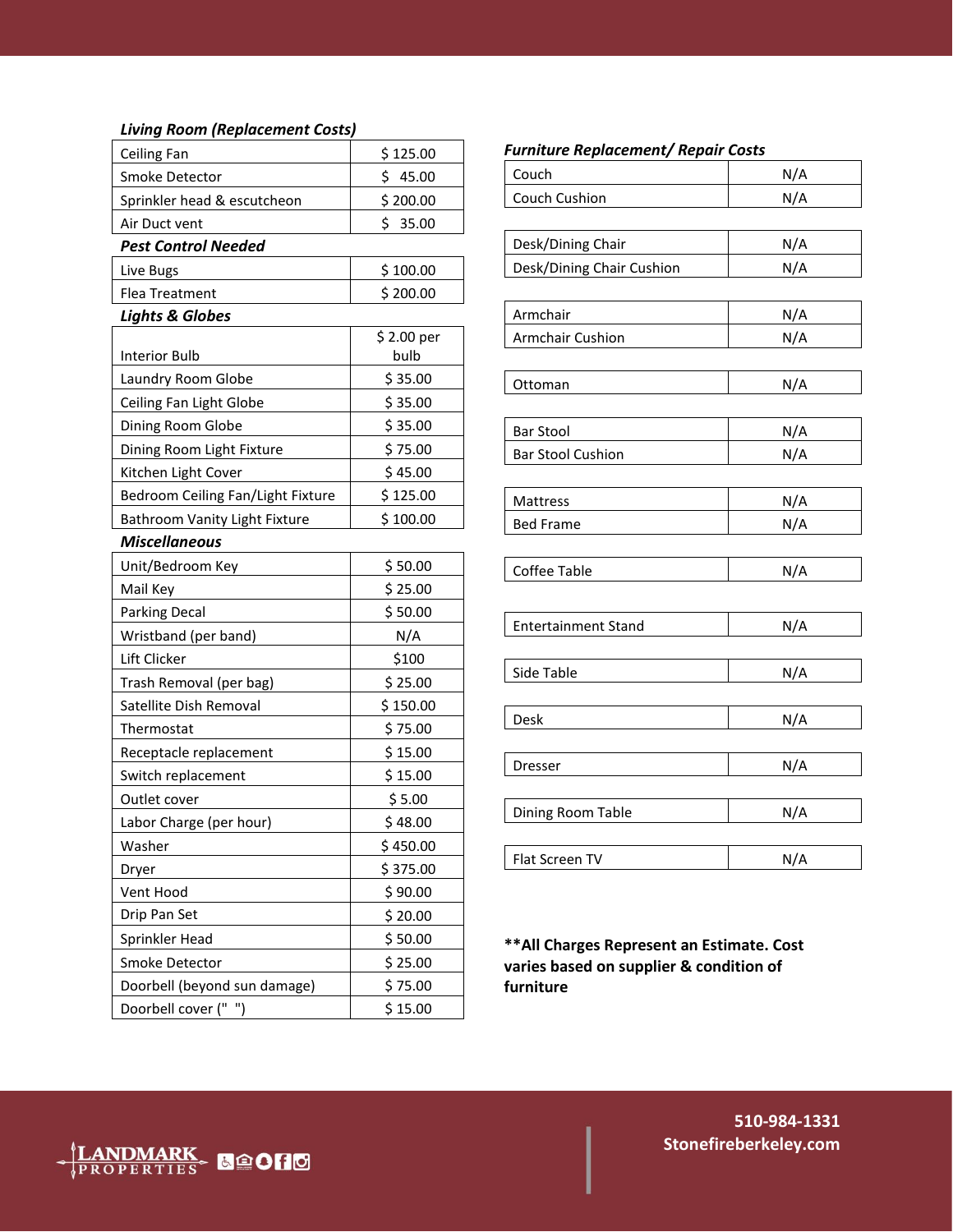### *Living Room (Replacement Costs)*

| | |
|---|---|
| Ceiling Fan | $ 125.00 |
| Smoke Detector | $ 45.00 |
| Sprinkler head & escutcheon | $ 200.00 |
| Air Duct vent | $ 35.00 |

### *Pest Control Needed*

| | |
|---|---|
| Live Bugs | $ 100.00 |
| Flea Treatment | $ 200.00 |

### *Lights & Globes*

| | |
|---|---|
| Interior Bulb | $ 2.00 per bulb |
| Laundry Room Globe | $ 35.00 |
| Ceiling Fan Light Globe | $ 35.00 |
| Dining Room Globe | $ 35.00 |
| Dining Room Light Fixture | $ 75.00 |
| Kitchen Light Cover | $ 45.00 |
| Bedroom Ceiling Fan/Light Fixture | $ 125.00 |
| Bathroom Vanity Light Fixture | $ 100.00 |

### *Miscellaneous*

| | |
|---|---|
| Unit/Bedroom Key | $ 50.00 |
| Mail Key | $ 25.00 |
| Parking Decal | $ 50.00 |
| Wristband (per band) | N/A |
| Lift Clicker | $100 |
| Trash Removal (per bag) | $ 25.00 |
| Satellite Dish Removal | $ 150.00 |
| Thermostat | $ 75.00 |
| Receptacle replacement | $ 15.00 |
| Switch replacement | $ 15.00 |
| Outlet cover | $ 5.00 |
| Labor Charge (per hour) | $ 48.00 |
| Washer | $ 450.00 |
| Dryer | $ 375.00 |
| Vent Hood | $ 90.00 |
| Drip Pan Set | $ 20.00 |
| Sprinkler Head | $ 50.00 |
| Smoke Detector | $ 25.00 |
| Doorbell (beyond sun damage) | $ 75.00 |
| Doorbell cover (" ") | $ 15.00 |

### *Furniture Replacement/ Repair Costs*

| | |
|---|---|
| Couch | N/A |
| Couch Cushion | N/A |
| Desk/Dining Chair | N/A |
| Desk/Dining Chair Cushion | N/A |
| Armchair | N/A |
| Armchair Cushion | N/A |
| Ottoman | N/A |
| Bar Stool | N/A |
| Bar Stool Cushion | N/A |
| Mattress | N/A |
| Bed Frame | N/A |
| Coffee Table | N/A |
| Entertainment Stand | N/A |
| Side Table | N/A |
| Desk | N/A |
| Dresser | N/A |
| Dining Room Table | N/A |
| Flat Screen TV | N/A |

**\*\*All Charges Represent an Estimate. Cost varies based on supplier & condition of furniture**

LANDMARK PROPERTIES

**510-984-1331**
**Stonefireberkeley.com**